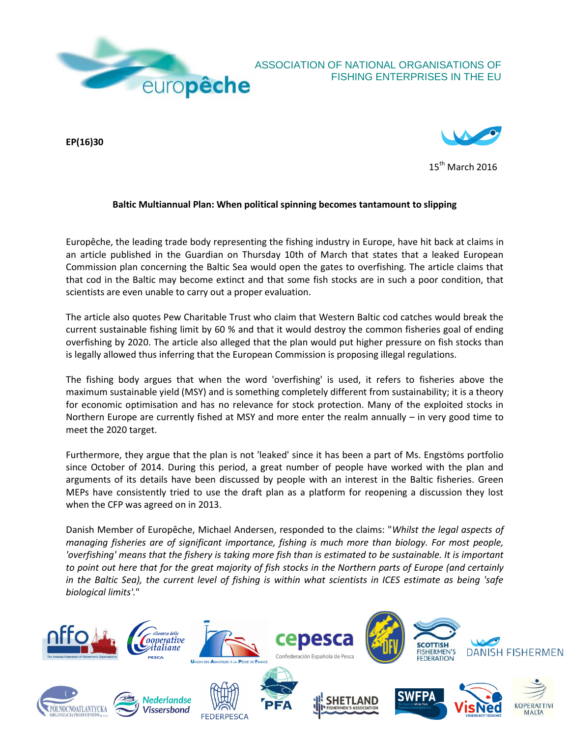ASSOCIATION OF NATIONAL ORGANISATIONS OF FISHING ENTERPRISES IN THE EU

**EP(16)30**

15th March 2016

**Baltic Multiannual Plan: When political spinning becomes tantamount to slipping**

Europêche, the leading trade body representing the fishing industry in Europe, have hit back at claims in an article published in the Guardian on Thursday 10th of March that states that a leaked European Commission plan concerning the Baltic Sea would open the gates to overfishing. The article claims that that cod in the Baltic may become extinct and that some fish stocks are in such a poor condition, that scientists are even unable to carry out a proper evaluation.

The article also quotes Pew Charitable Trust who claim that Western Baltic cod catches would break the current sustainable fishing limit by 60 % and that it would destroy the common fisheries goal of ending overfishing by 2020. The article also alleged that the plan would put higher pressure on fish stocks than is legally allowed thus inferring that the European Commission is proposing illegal regulations.

The fishing body argues that when the word 'overfishing' is used, it refers to fisheries above the maximum sustainable yield (MSY) and is something completely different from sustainability; it is a theory for economic optimisation and has no relevance for stock protection. Many of the exploited stocks in Northern Europe are currently fished at MSY and more enter the realm annually – in very good time to meet the 2020 target.

Furthermore, they argue that the plan is not 'leaked' since it has been a part of Ms. Engstöms portfolio since October of 2014. During this period, a great number of people have worked with the plan and arguments of its details have been discussed by people with an interest in the Baltic fisheries. Green MEPs have consistently tried to use the draft plan as a platform for reopening a discussion they lost when the CFP was agreed on in 2013.

Danish Member of Europêche, Michael Andersen, responded to the claims: "*Whilst the legal aspects of managing fisheries are of significant importance, fishing is much more than biology. For most people, 'overfishing' means that the fishery is taking more fish than is estimated to be sustainable. It is important to point out here that for the great majority of fish stocks in the Northern parts of Europe (and certainly in the Baltic Sea), the current level of fishing is within what scientists in ICES estimate as being 'safe biological limits'.*"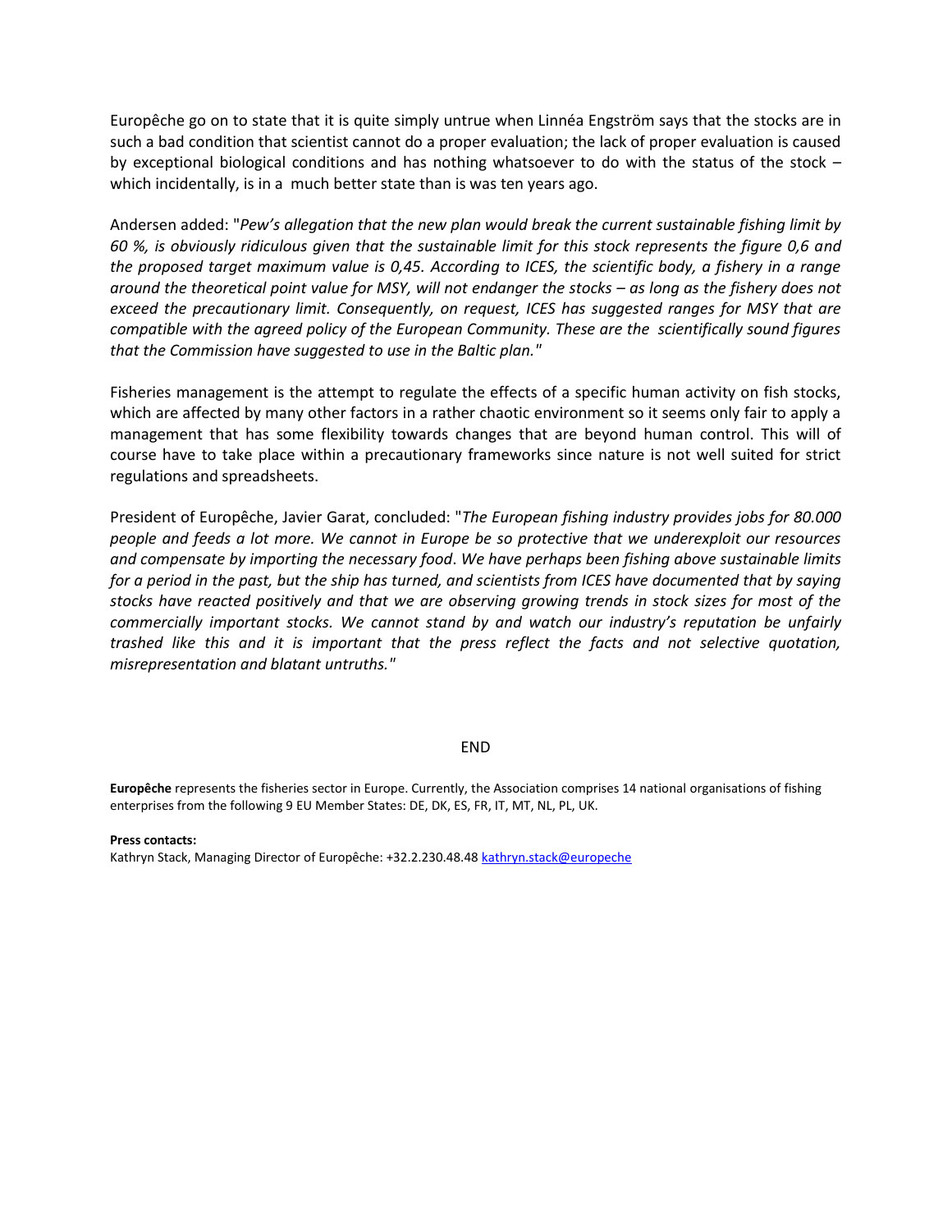Europêche go on to state that it is quite simply untrue when Linnéa Engström says that the stocks are in such a bad condition that scientist cannot do a proper evaluation; the lack of proper evaluation is caused by exceptional biological conditions and has nothing whatsoever to do with the status of the stock – which incidentally, is in a much better state than is was ten years ago.

Andersen added: "*Pew's allegation that the new plan would break the current sustainable fishing limit by 60 %, is obviously ridiculous given that the sustainable limit for this stock represents the figure 0,6 and the proposed target maximum value is 0,45. According to ICES, the scientific body, a fishery in a range around the theoretical point value for MSY, will not endanger the stocks – as long as the fishery does not exceed the precautionary limit. Consequently, on request, ICES has suggested ranges for MSY that are compatible with the agreed policy of the European Community. These are the scientifically sound figures that the Commission have suggested to use in the Baltic plan.*"

Fisheries management is the attempt to regulate the effects of a specific human activity on fish stocks, which are affected by many other factors in a rather chaotic environment so it seems only fair to apply a management that has some flexibility towards changes that are beyond human control. This will of course have to take place within a precautionary frameworks since nature is not well suited for strict regulations and spreadsheets.

President of Europêche, Javier Garat, concluded: "*The European fishing industry provides jobs for 80.000 people and feeds a lot more. We cannot in Europe be so protective that we underexploit our resources and compensate by importing the necessary food. We have perhaps been fishing above sustainable limits for a period in the past, but the ship has turned, and scientists from ICES have documented that by saying stocks have reacted positively and that we are observing growing trends in stock sizes for most of the commercially important stocks. We cannot stand by and watch our industry's reputation be unfairly trashed like this and it is important that the press reflect the facts and not selective quotation, misrepresentation and blatant untruths.*"

END

**Europêche** represents the fisheries sector in Europe. Currently, the Association comprises 14 national organisations of fishing enterprises from the following 9 EU Member States: DE, DK, ES, FR, IT, MT, NL, PL, UK.

**Press contacts:**
Kathryn Stack, Managing Director of Europêche: +32.2.230.48.48 kathryn.stack@europeche